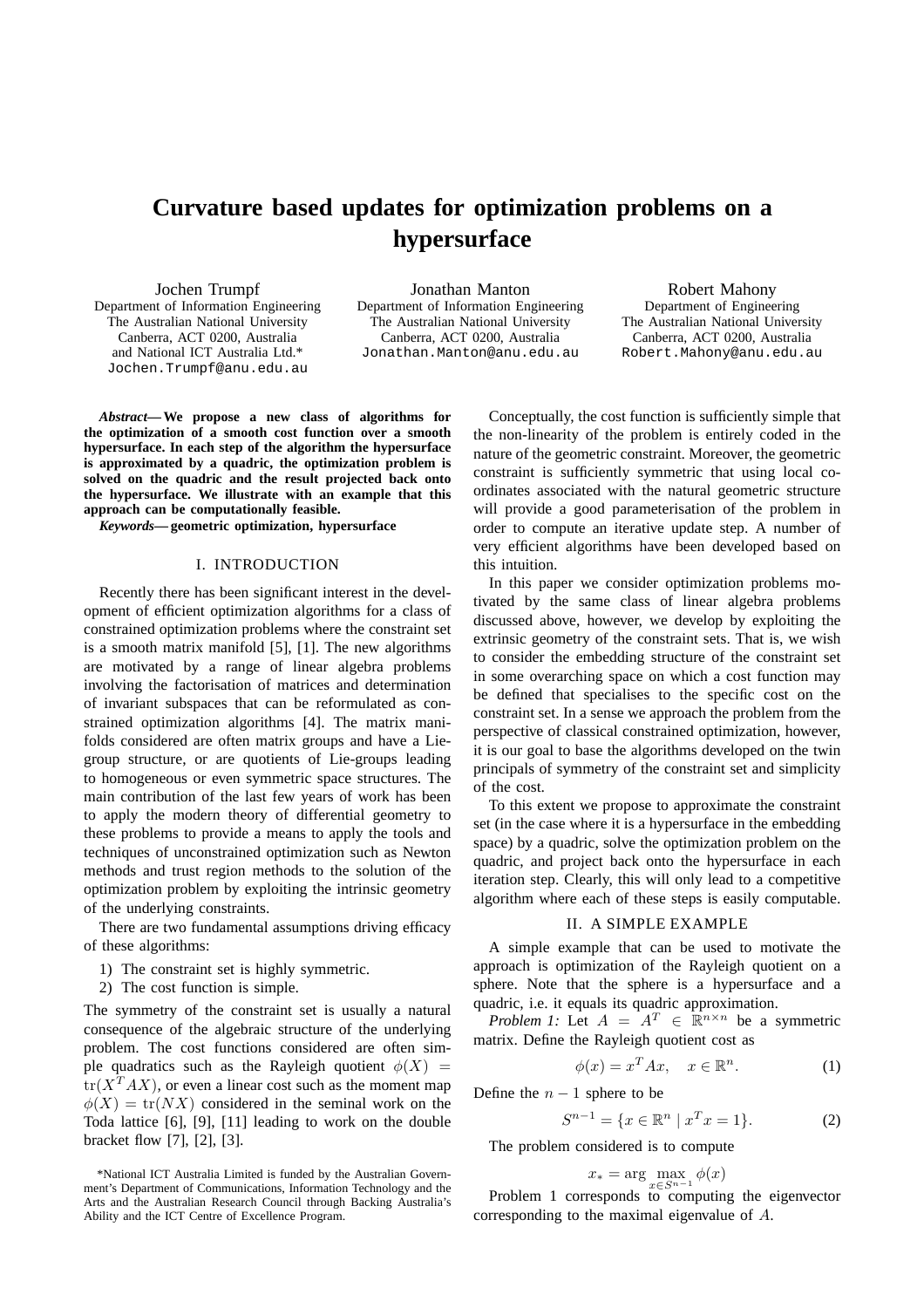# Curvature based updates for optimization problems on a hypersurface

Jochen Trumpf
Department of Information Engineering
The Australian National University
Canberra, ACT 0200, Australia
and National ICT Australia Ltd.*
Jochen.Trumpf@anu.edu.au

Jonathan Manton
Department of Information Engineering
The Australian National University
Canberra, ACT 0200, Australia
Jonathan.Manton@anu.edu.au

Robert Mahony
Department of Engineering
The Australian National University
Canberra, ACT 0200, Australia
Robert.Mahony@anu.edu.au

***Abstract*— We propose a new class of algorithms for the optimization of a smooth cost function over a smooth hypersurface. In each step of the algorithm the hypersurface is approximated by a quadric, the optimization problem is solved on the quadric and the result projected back onto the hypersurface. We illustrate with an example that this approach can be computationally feasible.**

***Keywords*— geometric optimization, hypersurface**

## I. INTRODUCTION

Recently there has been significant interest in the development of efficient optimization algorithms for a class of constrained optimization problems where the constraint set is a smooth matrix manifold [5], [1]. The new algorithms are motivated by a range of linear algebra problems involving the factorisation of matrices and determination of invariant subspaces that can be reformulated as constrained optimization algorithms [4]. The matrix manifolds considered are often matrix groups and have a Lie-group structure, or are quotients of Lie-groups leading to homogeneous or even symmetric space structures. The main contribution of the last few years of work has been to apply the modern theory of differential geometry to these problems to provide a means to apply the tools and techniques of unconstrained optimization such as Newton methods and trust region methods to the solution of the optimization problem by exploiting the intrinsic geometry of the underlying constraints.

There are two fundamental assumptions driving efficacy of these algorithms:

1) The constraint set is highly symmetric.
2) The cost function is simple.

The symmetry of the constraint set is usually a natural consequence of the algebraic structure of the underlying problem. The cost functions considered are often simple quadratics such as the Rayleigh quotient $\phi(X) = \mathrm{tr}(X^T AX)$, or even a linear cost such as the moment map $\phi(X) = \mathrm{tr}(NX)$ considered in the seminal work on the Toda lattice [6], [9], [11] leading to work on the double bracket flow [7], [2], [3].

Conceptually, the cost function is sufficiently simple that the non-linearity of the problem is entirely coded in the nature of the geometric constraint. Moreover, the geometric constraint is sufficiently symmetric that using local coordinates associated with the natural geometric structure will provide a good parameterisation of the problem in order to compute an iterative update step. A number of very efficient algorithms have been developed based on this intuition.

In this paper we consider optimization problems motivated by the same class of linear algebra problems discussed above, however, we develop by exploiting the extrinsic geometry of the constraint sets. That is, we wish to consider the embedding structure of the constraint set in some overarching space on which a cost function may be defined that specialises to the specific cost on the constraint set. In a sense we approach the problem from the perspective of classical constrained optimization, however, it is our goal to base the algorithms developed on the twin principals of symmetry of the constraint set and simplicity of the cost.

To this extent we propose to approximate the constraint set (in the case where it is a hypersurface in the embedding space) by a quadric, solve the optimization problem on the quadric, and project back onto the hypersurface in each iteration step. Clearly, this will only lead to a competitive algorithm where each of these steps is easily computable.

## II. A SIMPLE EXAMPLE

A simple example that can be used to motivate the approach is optimization of the Rayleigh quotient on a sphere. Note that the sphere is a hypersurface and a quadric, i.e. it equals its quadric approximation.

*Problem 1:* Let $A = A^T \in \mathbb{R}^{n\times n}$ be a symmetric matrix. Define the Rayleigh quotient cost as

$$\phi(x) = x^T Ax, \quad x \in \mathbb{R}^n. \tag{1}$$

Define the $n-1$ sphere to be

$$S^{n-1} = \{x \in \mathbb{R}^n \mid x^T x = 1\}. \tag{2}$$

The problem considered is to compute

$$x_* = \arg\max_{x\in S^{n-1}} \phi(x)$$

Problem 1 corresponds to computing the eigenvector corresponding to the maximal eigenvalue of $A$.

*National ICT Australia Limited is funded by the Australian Government's Department of Communications, Information Technology and the Arts and the Australian Research Council through Backing Australia's Ability and the ICT Centre of Excellence Program.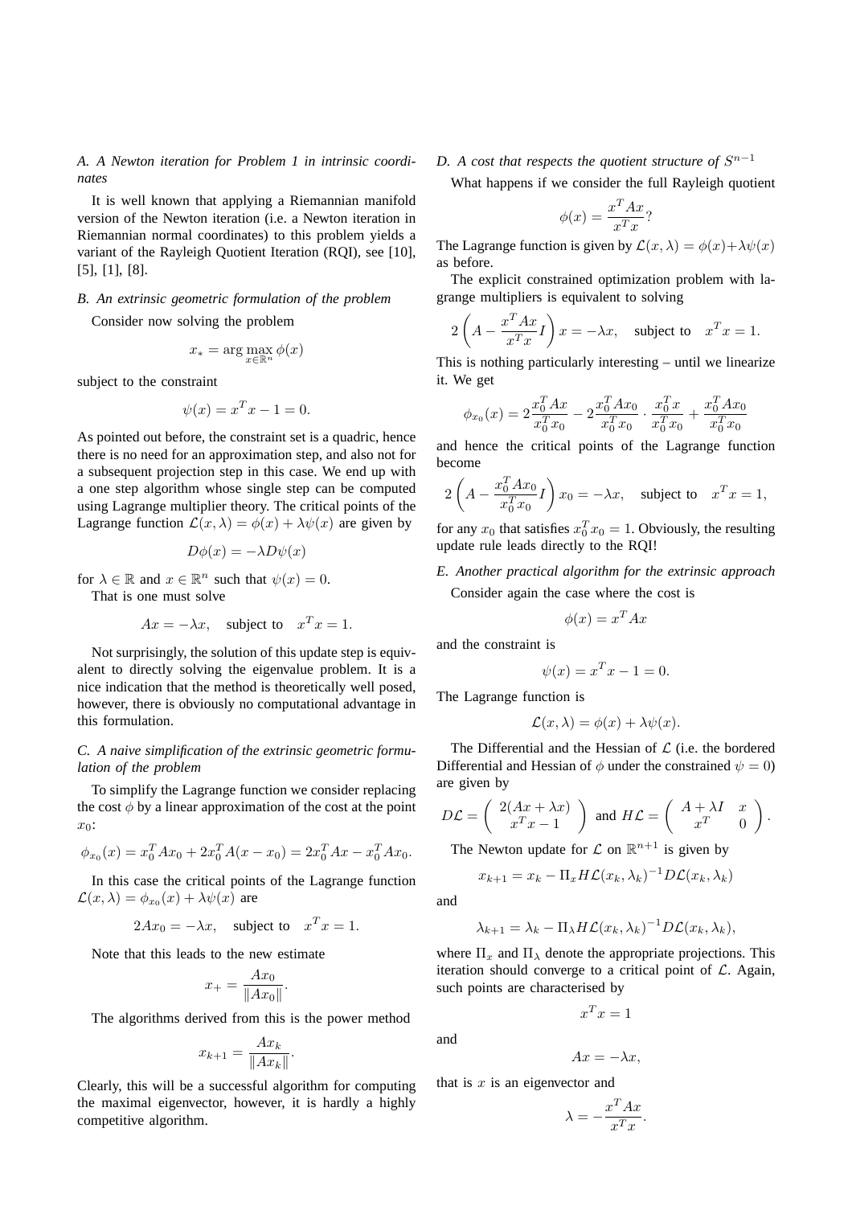### A. A Newton iteration for Problem 1 in intrinsic coordinates

It is well known that applying a Riemannian manifold version of the Newton iteration (i.e. a Newton iteration in Riemannian normal coordinates) to this problem yields a variant of the Rayleigh Quotient Iteration (RQI), see [10], [5], [1], [8].

### B. An extrinsic geometric formulation of the problem

Consider now solving the problem

$$x_* = \arg\max_{x \in \mathbb{R}^n} \phi(x)$$

subject to the constraint

$$\psi(x) = x^T x - 1 = 0.$$

As pointed out before, the constraint set is a quadric, hence there is no need for an approximation step, and also not for a subsequent projection step in this case. We end up with a one step algorithm whose single step can be computed using Lagrange multiplier theory. The critical points of the Lagrange function $\mathcal{L}(x, \lambda) = \phi(x) + \lambda\psi(x)$ are given by

$$D\phi(x) = -\lambda D\psi(x)$$

for $\lambda \in \mathbb{R}$ and $x \in \mathbb{R}^n$ such that $\psi(x) = 0$.

That is one must solve

$$Ax = -\lambda x, \quad \text{subject to} \quad x^T x = 1.$$

Not surprisingly, the solution of this update step is equivalent to directly solving the eigenvalue problem. It is a nice indication that the method is theoretically well posed, however, there is obviously no computational advantage in this formulation.

### C. A naive simplification of the extrinsic geometric formulation of the problem

To simplify the Lagrange function we consider replacing the cost $\phi$ by a linear approximation of the cost at the point $x_0$:

$$\phi_{x_0}(x) = x_0^T A x_0 + 2x_0^T A(x - x_0) = 2x_0^T A x - x_0^T A x_0.$$

In this case the critical points of the Lagrange function $\mathcal{L}(x, \lambda) = \phi_{x_0}(x) + \lambda\psi(x)$ are

$$2Ax_0 = -\lambda x, \quad \text{subject to} \quad x^T x = 1.$$

Note that this leads to the new estimate

$$x_+ = \frac{Ax_0}{\|Ax_0\|}.$$

The algorithms derived from this is the power method

$$x_{k+1} = \frac{Ax_k}{\|Ax_k\|}.$$

Clearly, this will be a successful algorithm for computing the maximal eigenvector, however, it is hardly a highly competitive algorithm.

### D. A cost that respects the quotient structure of $S^{n-1}$

What happens if we consider the full Rayleigh quotient

$$\phi(x) = \frac{x^T A x}{x^T x}?$$

The Lagrange function is given by $\mathcal{L}(x, \lambda) = \phi(x) + \lambda\psi(x)$ as before.

The explicit constrained optimization problem with lagrange multipliers is equivalent to solving

$$2\left(A - \frac{x^T A x}{x^T x} I\right) x = -\lambda x, \quad \text{subject to} \quad x^T x = 1.$$

This is nothing particularly interesting – until we linearize it. We get

$$\phi_{x_0}(x) = 2\frac{x_0^T A x}{x_0^T x_0} - 2\frac{x_0^T A x_0}{x_0^T x_0} \cdot \frac{x_0^T x}{x_0^T x_0} + \frac{x_0^T A x_0}{x_0^T x_0}$$

and hence the critical points of the Lagrange function become

$$2\left(A - \frac{x_0^T A x_0}{x_0^T x_0} I\right) x_0 = -\lambda x, \quad \text{subject to} \quad x^T x = 1,$$

for any $x_0$ that satisfies $x_0^T x_0 = 1$. Obviously, the resulting update rule leads directly to the RQI!

### E. Another practical algorithm for the extrinsic approach

Consider again the case where the cost is

$$\phi(x) = x^T A x$$

and the constraint is

$$\psi(x) = x^T x - 1 = 0.$$

The Lagrange function is

$$\mathcal{L}(x, \lambda) = \phi(x) + \lambda\psi(x).$$

The Differential and the Hessian of $\mathcal{L}$ (i.e. the bordered Differential and Hessian of $\phi$ under the constrained $\psi = 0$) are given by

$$D\mathcal{L} = \begin{pmatrix} 2(Ax + \lambda x) \\ x^T x - 1 \end{pmatrix} \text{ and } H\mathcal{L} = \begin{pmatrix} A + \lambda I & x \\ x^T & 0 \end{pmatrix}.$$

The Newton update for $\mathcal{L}$ on $\mathbb{R}^{n+1}$ is given by

$$x_{k+1} = x_k - \Pi_x H\mathcal{L}(x_k, \lambda_k)^{-1} D\mathcal{L}(x_k, \lambda_k)$$

and

$$\lambda_{k+1} = \lambda_k - \Pi_\lambda H\mathcal{L}(x_k, \lambda_k)^{-1} D\mathcal{L}(x_k, \lambda_k),$$

where $\Pi_x$ and $\Pi_\lambda$ denote the appropriate projections. This iteration should converge to a critical point of $\mathcal{L}$. Again, such points are characterised by

$$x^T x = 1$$

and

$$Ax = -\lambda x,$$

that is $x$ is an eigenvector and

$$\lambda = -\frac{x^T A x}{x^T x}.$$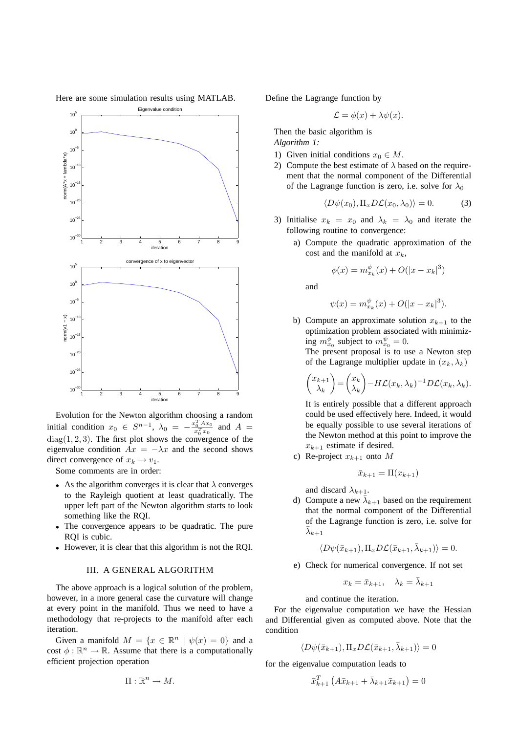Here are some simulation results using MATLAB.

Evolution for the Newton algorithm choosing a random initial condition $x_0 \in S^{n-1}$, $\lambda_0 = -\frac{x_0^T A x_0}{x_0^T x_0}$ and $A = \mathrm{diag}(1, 2, 3)$. The first plot shows the convergence of the eigenvalue condition $Ax = -\lambda x$ and the second shows direct convergence of $x_k \to v_1$.

Some comments are in order:

- As the algorithm converges it is clear that $\lambda$ converges to the Rayleigh quotient at least quadratically. The upper left part of the Newton algorithm starts to look something like the RQI.
- The convergence appears to be quadratic. The pure RQI is cubic.
- However, it is clear that this algorithm is not the RQI.

## III. A General Algorithm

The above approach is a logical solution of the problem, however, in a more general case the curvature will change at every point in the manifold. Thus we need to have a methodology that re-projects to the manifold after each iteration.

Given a manifold $M = \{x \in \mathbb{R}^n \mid \psi(x) = 0\}$ and a cost $\phi : \mathbb{R}^n \to \mathbb{R}$. Assume that there is a computationally efficient projection operation

$$\Pi : \mathbb{R}^n \to M.$$

Define the Lagrange function by

$$\mathcal{L} = \phi(x) + \lambda \psi(x).$$

Then the basic algorithm is

*Algorithm 1:*

1) Given initial conditions $x_0 \in M$.
2) Compute the best estimate of $\lambda$ based on the requirement that the normal component of the Differential of the Lagrange function is zero, i.e. solve for $\lambda_0$

$$\langle D\psi(x_0), \Pi_x D\mathcal{L}(x_0, \lambda_0)\rangle = 0. \tag{3}$$

3) Initialise $x_k = x_0$ and $\lambda_k = \lambda_0$ and iterate the following routine to convergence:
   a) Compute the quadratic approximation of the cost and the manifold at $x_k$,

   $$\phi(x) = m_{x_k}^{\phi}(x) + O(|x - x_k|^3)$$

   and

   $$\psi(x) = m_{x_k}^{\psi}(x) + O(|x - x_k|^3).$$

   b) Compute an approximate solution $x_{k+1}$ to the optimization problem associated with minimizing $m_{x_0}^{\phi}$ subject to $m_{x_0}^{\psi} = 0$.
   The present proposal is to use a Newton step of the Lagrange multiplier update in $(x_k, \lambda_k)$

   $$\begin{pmatrix} x_{k+1} \\ \lambda_k \end{pmatrix} = \begin{pmatrix} x_k \\ \lambda_k \end{pmatrix} - H\mathcal{L}(x_k, \lambda_k)^{-1} D\mathcal{L}(x_k, \lambda_k).$$

   It is entirely possible that a different approach could be used effectively here. Indeed, it would be equally possible to use several iterations of the Newton method at this point to improve the $x_{k+1}$ estimate if desired.

   c) Re-project $x_{k+1}$ onto $M$

   $$\bar{x}_{k+1} = \Pi(x_{k+1})$$

   and discard $\lambda_{k+1}$.

   d) Compute a new $\bar{\lambda}_{k+1}$ based on the requirement that the normal component of the Differential of the Lagrange function is zero, i.e. solve for $\bar{\lambda}_{k+1}$

   $$\langle D\psi(\bar{x}_{k+1}), \Pi_x D\mathcal{L}(\bar{x}_{k+1}, \bar{\lambda}_{k+1})\rangle = 0.$$

   e) Check for numerical convergence. If not set

   $$x_k = \bar{x}_{k+1}, \quad \lambda_k = \bar{\lambda}_{k+1}$$

   and continue the iteration.

For the eigenvalue computation we have the Hessian and Differential given as computed above. Note that the condition

$$\langle D\psi(\bar{x}_{k+1}), \Pi_x D\mathcal{L}(\bar{x}_{k+1}, \bar{\lambda}_{k+1})\rangle = 0$$

for the eigenvalue computation leads to

$$\bar{x}_{k+1}^T \left(A\bar{x}_{k+1} + \bar{\lambda}_{k+1}\bar{x}_{k+1}\right) = 0$$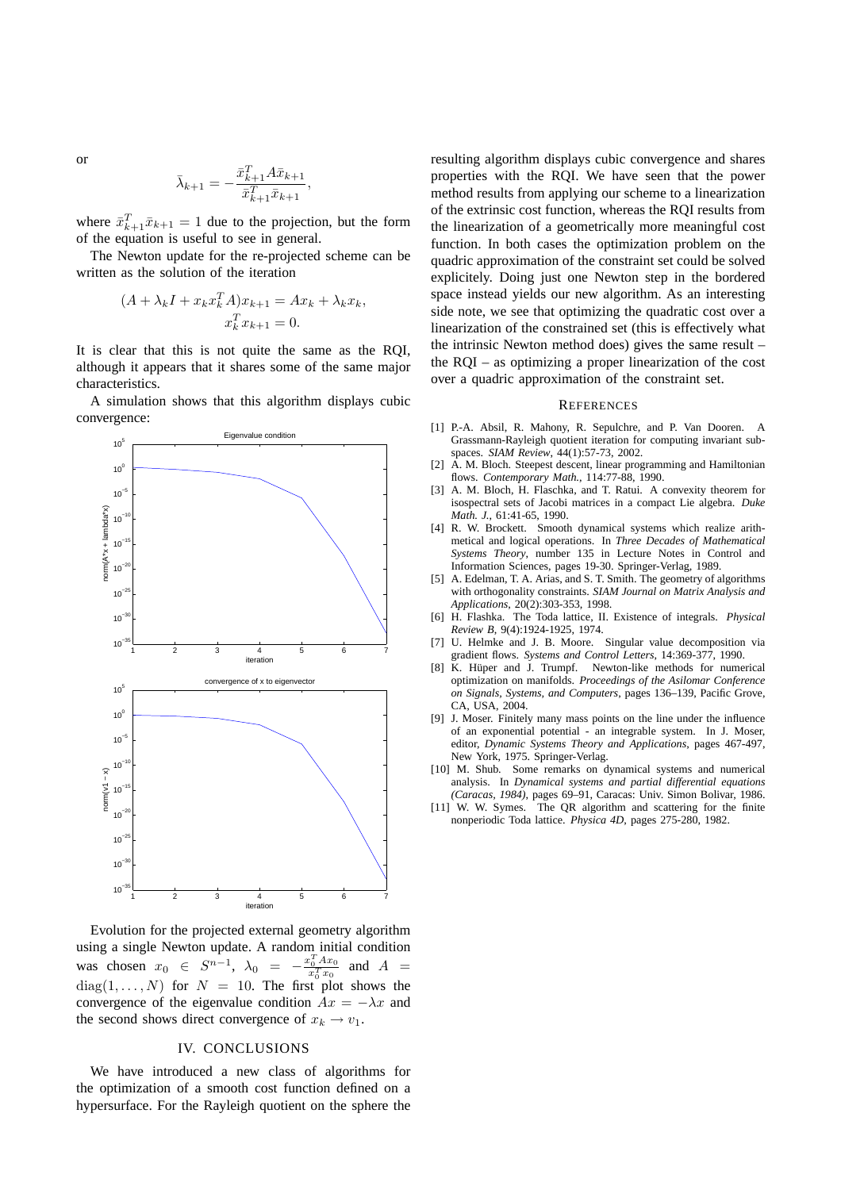or

$$\bar{\lambda}_{k+1} = -\frac{\bar{x}_{k+1}^T A \bar{x}_{k+1}}{\bar{x}_{k+1}^T \bar{x}_{k+1}},$$

where $\bar{x}_{k+1}^T \bar{x}_{k+1} = 1$ due to the projection, but the form of the equation is useful to see in general.

The Newton update for the re-projected scheme can be written as the solution of the iteration

$$(A + \lambda_k I + x_k x_k^T A) x_{k+1} = A x_k + \lambda_k x_k,$$
$$x_k^T x_{k+1} = 0.$$

It is clear that this is not quite the same as the RQI, although it appears that it shares some of the same major characteristics.

A simulation shows that this algorithm displays cubic convergence:

Eigenvalue condition

norm(A*x + lambda*x)

$10^{5}$
$10^{0}$
$10^{-5}$
$10^{-10}$
$10^{-15}$
$10^{-20}$
$10^{-25}$
$10^{-30}$
$10^{-35}$

1 2 3 4 5 6 7

iteration

convergence of x to eigenvector

norm(v1 − x)

$10^{5}$
$10^{0}$
$10^{-5}$
$10^{-10}$
$10^{-15}$
$10^{-20}$
$10^{-25}$
$10^{-30}$
$10^{-35}$

1 2 3 4 5 6 7

iteration

Evolution for the projected external geometry algorithm using a single Newton update. A random initial condition was chosen $x_0 \in S^{n-1}$, $\lambda_0 = -\frac{x_0^T A x_0}{x_0^T x_0}$ and $A = \mathrm{diag}(1, \ldots, N)$ for $N = 10$. The first plot shows the convergence of the eigenvalue condition $Ax = -\lambda x$ and the second shows direct convergence of $x_k \to v_1$.

## IV. CONCLUSIONS

We have introduced a new class of algorithms for the optimization of a smooth cost function defined on a hypersurface. For the Rayleigh quotient on the sphere the resulting algorithm displays cubic convergence and shares properties with the RQI. We have seen that the power method results from applying our scheme to a linearization of the extrinsic cost function, whereas the RQI results from the linearization of a geometrically more meaningful cost function. In both cases the optimization problem on the quadric approximation of the constraint set could be solved explicitely. Doing just one Newton step in the bordered space instead yields our new algorithm. As an interesting side note, we see that optimizing the quadratic cost over a linearization of the constrained set (this is effectively what the intrinsic Newton method does) gives the same result – the RQI – as optimizing a proper linearization of the cost over a quadric approximation of the constraint set.

## REFERENCES

[1] P.-A. Absil, R. Mahony, R. Sepulchre, and P. Van Dooren. A Grassmann-Rayleigh quotient iteration for computing invariant subspaces. *SIAM Review*, 44(1):57-73, 2002.

[2] A. M. Bloch. Steepest descent, linear programming and Hamiltonian flows. *Contemporary Math.*, 114:77-88, 1990.

[3] A. M. Bloch, H. Flaschka, and T. Ratui. A convexity theorem for isospectral sets of Jacobi matrices in a compact Lie algebra. *Duke Math. J.*, 61:41-65, 1990.

[4] R. W. Brockett. Smooth dynamical systems which realize arithmetical and logical operations. In *Three Decades of Mathematical Systems Theory*, number 135 in Lecture Notes in Control and Information Sciences, pages 19-30. Springer-Verlag, 1989.

[5] A. Edelman, T. A. Arias, and S. T. Smith. The geometry of algorithms with orthogonality constraints. *SIAM Journal on Matrix Analysis and Applications*, 20(2):303-353, 1998.

[6] H. Flashka. The Toda lattice, II. Existence of integrals. *Physical Review B*, 9(4):1924-1925, 1974.

[7] U. Helmke and J. B. Moore. Singular value decomposition via gradient flows. *Systems and Control Letters*, 14:369-377, 1990.

[8] K. Hüper and J. Trumpf. Newton-like methods for numerical optimization on manifolds. *Proceedings of the Asilomar Conference on Signals, Systems, and Computers*, pages 136–139, Pacific Grove, CA, USA, 2004.

[9] J. Moser. Finitely many mass points on the line under the influence of an exponential potential - an integrable system. In J. Moser, editor, *Dynamic Systems Theory and Applications*, pages 467-497, New York, 1975. Springer-Verlag.

[10] M. Shub. Some remarks on dynamical systems and numerical analysis. In *Dynamical systems and partial differential equations (Caracas, 1984)*, pages 69–91, Caracas: Univ. Simon Bolivar, 1986.

[11] W. W. Symes. The QR algorithm and scattering for the finite nonperiodic Toda lattice. *Physica 4D*, pages 275-280, 1982.